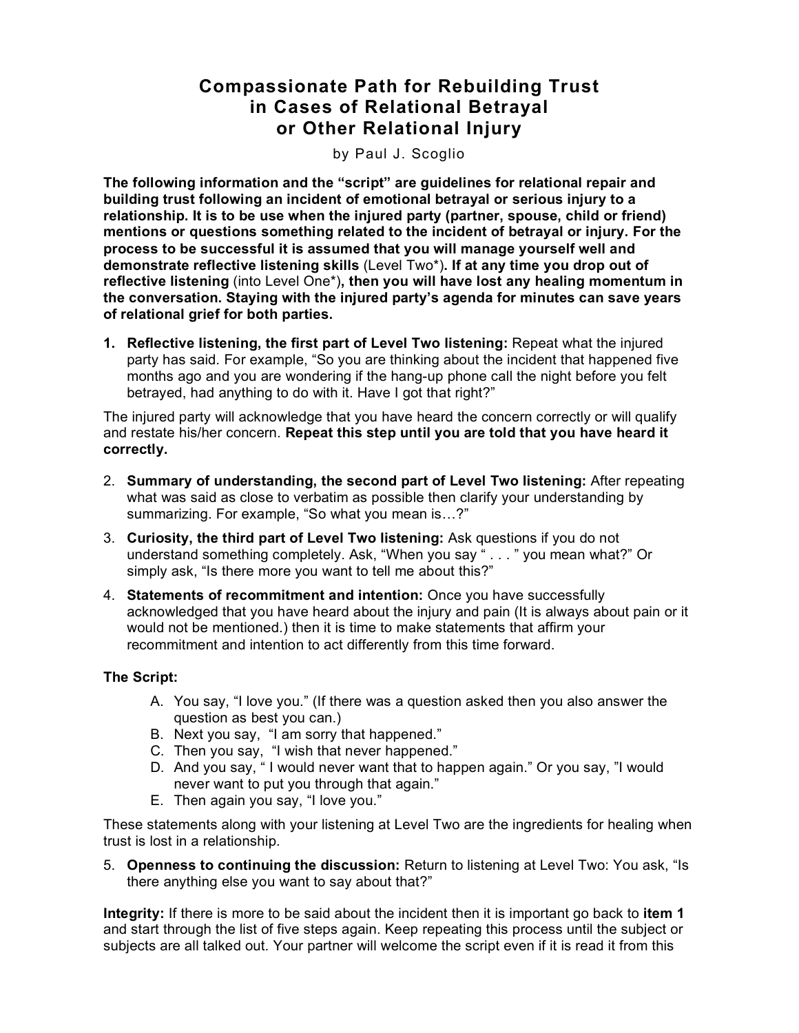# Compassionate Path for Rebuilding Trust in Cases of Relational Betrayal or Other Relational Injury

by Paul J. Scoglio

**The following information and the "script" are guidelines for relational repair and building trust following an incident of emotional betrayal or serious injury to a relationship. It is to be use when the injured party (partner, spouse, child or friend) mentions or questions something related to the incident of betrayal or injury. For the process to be successful it is assumed that you will manage yourself well and demonstrate reflective listening skills** (Level Two*)**. If at any time you drop out of reflective listening** (into Level One*)**, then you will have lost any healing momentum in the conversation. Staying with the injured party's agenda for minutes can save years of relational grief for both parties.**

1. **Reflective listening, the first part of Level Two listening:** Repeat what the injured party has said. For example, "So you are thinking about the incident that happened five months ago and you are wondering if the hang-up phone call the night before you felt betrayed, had anything to do with it. Have I got that right?"

The injured party will acknowledge that you have heard the concern correctly or will qualify and restate his/her concern. **Repeat this step until you are told that you have heard it correctly.**

2. **Summary of understanding, the second part of Level Two listening:** After repeating what was said as close to verbatim as possible then clarify your understanding by summarizing. For example, "So what you mean is…?"
3. **Curiosity, the third part of Level Two listening:** Ask questions if you do not understand something completely. Ask, "When you say " . . . " you mean what?" Or simply ask, "Is there more you want to tell me about this?"
4. **Statements of recommitment and intention:** Once you have successfully acknowledged that you have heard about the injury and pain (It is always about pain or it would not be mentioned.) then it is time to make statements that affirm your recommitment and intention to act differently from this time forward.

**The Script:**

A. You say, "I love you." (If there was a question asked then you also answer the question as best you can.)
B. Next you say, "I am sorry that happened."
C. Then you say, "I wish that never happened."
D. And you say, " I would never want that to happen again." Or you say, "I would never want to put you through that again."
E. Then again you say, "I love you."

These statements along with your listening at Level Two are the ingredients for healing when trust is lost in a relationship.

5. **Openness to continuing the discussion:** Return to listening at Level Two: You ask, "Is there anything else you want to say about that?"

**Integrity:** If there is more to be said about the incident then it is important go back to **item 1** and start through the list of five steps again. Keep repeating this process until the subject or subjects are all talked out. Your partner will welcome the script even if it is read it from this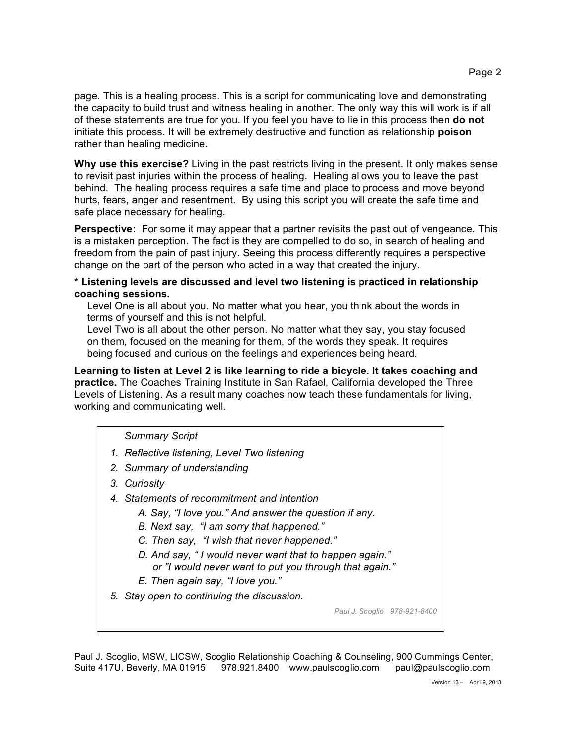page. This is a healing process. This is a script for communicating love and demonstrating the capacity to build trust and witness healing in another. The only way this will work is if all of these statements are true for you. If you feel you have to lie in this process then **do not** initiate this process. It will be extremely destructive and function as relationship **poison** rather than healing medicine.

**Why use this exercise?** Living in the past restricts living in the present. It only makes sense to revisit past injuries within the process of healing. Healing allows you to leave the past behind. The healing process requires a safe time and place to process and move beyond hurts, fears, anger and resentment. By using this script you will create the safe time and safe place necessary for healing.

**Perspective:** For some it may appear that a partner revisits the past out of vengeance. This is a mistaken perception. The fact is they are compelled to do so, in search of healing and freedom from the pain of past injury. Seeing this process differently requires a perspective change on the part of the person who acted in a way that created the injury.

**\* Listening levels are discussed and level two listening is practiced in relationship coaching sessions.**

Level One is all about you. No matter what you hear, you think about the words in terms of yourself and this is not helpful.

Level Two is all about the other person. No matter what they say, you stay focused on them, focused on the meaning for them, of the words they speak. It requires being focused and curious on the feelings and experiences being heard.

**Learning to listen at Level 2 is like learning to ride a bicycle. It takes coaching and practice.** The Coaches Training Institute in San Rafael, California developed the Three Levels of Listening. As a result many coaches now teach these fundamentals for living, working and communicating well.

*Summary Script*

1. *Reflective listening, Level Two listening*
2. *Summary of understanding*
3. *Curiosity*
4. *Statements of recommitment and intention*
   - A. *Say, "I love you." And answer the question if any.*
   - B. *Next say, "I am sorry that happened."*
   - C. *Then say, "I wish that never happened."*
   - D. *And say, " I would never want that to happen again." or "I would never want to put you through that again."*
   - E. *Then again say, "I love you."*
5. *Stay open to continuing the discussion.*

*Paul J. Scoglio 978-921-8400*

Paul J. Scoglio, MSW, LICSW, Scoglio Relationship Coaching & Counseling, 900 Cummings Center, Suite 417U, Beverly, MA 01915 978.921.8400 www.paulscoglio.com paul@paulscoglio.com

Version 13 – April 9, 2013